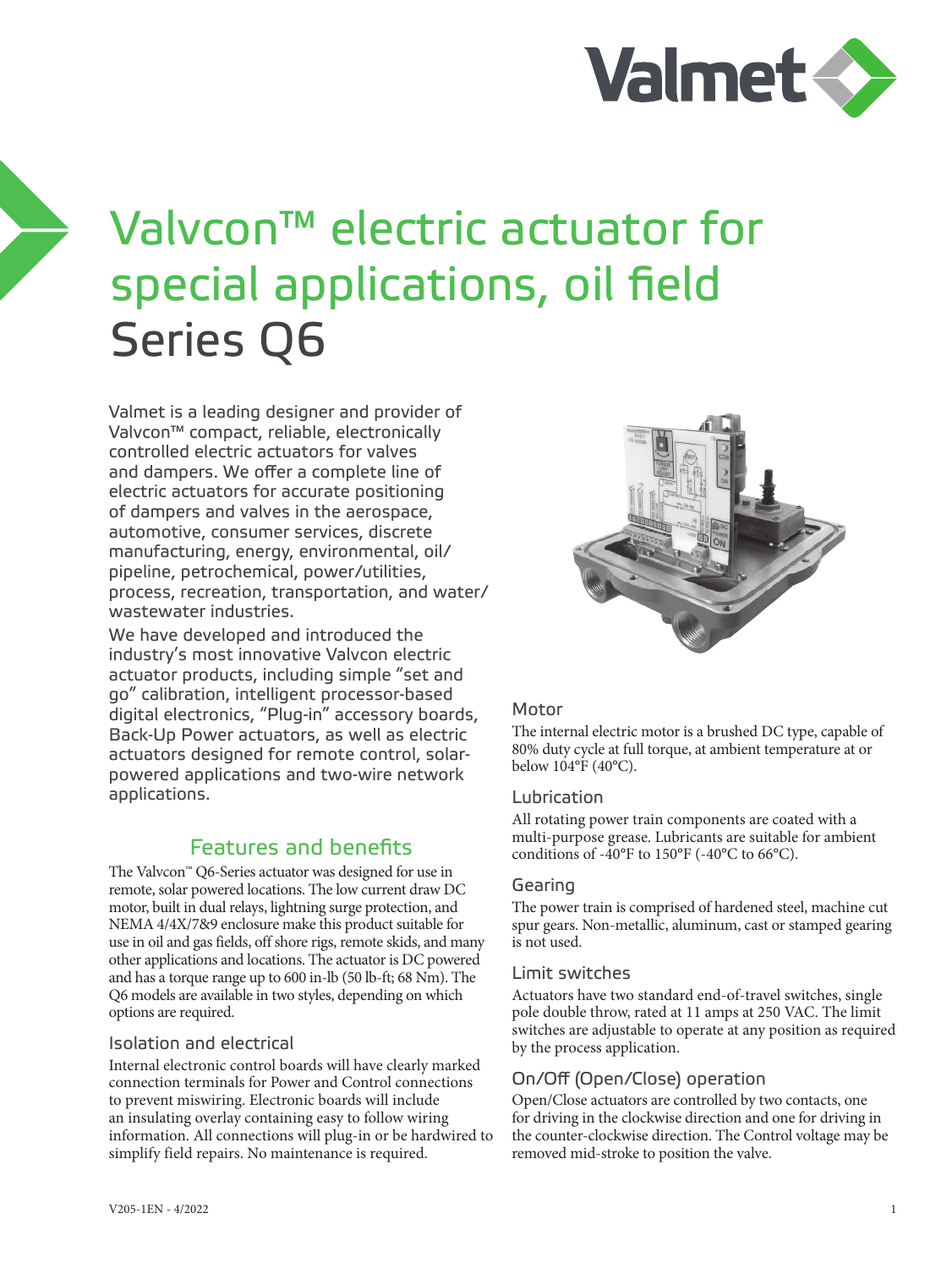# Valvcon™ electric actuator for special applications, oil field Series Q6

Valmet is a leading designer and provider of Valvcon™ compact, reliable, electronically controlled electric actuators for valves and dampers. We offer a complete line of electric actuators for accurate positioning of dampers and valves in the aerospace, automotive, consumer services, discrete manufacturing, energy, environmental, oil/pipeline, petrochemical, power/utilities, process, recreation, transportation, and water/wastewater industries.

We have developed and introduced the industry's most innovative Valvcon electric actuator products, including simple "set and go" calibration, intelligent processor-based digital electronics, "Plug-in" accessory boards, Back-Up Power actuators, as well as electric actuators designed for remote control, solar-powered applications and two-wire network applications.

## Features and benefits

The Valvcon™ Q6-Series actuator was designed for use in remote, solar powered locations. The low current draw DC motor, built in dual relays, lightning surge protection, and NEMA 4/4X/7&9 enclosure make this product suitable for use in oil and gas fields, off shore rigs, remote skids, and many other applications and locations. The actuator is DC powered and has a torque range up to 600 in-lb (50 lb-ft; 68 Nm). The Q6 models are available in two styles, depending on which options are required.

### Isolation and electrical

Internal electronic control boards will have clearly marked connection terminals for Power and Control connections to prevent miswiring. Electronic boards will include an insulating overlay containing easy to follow wiring information. All connections will plug-in or be hardwired to simplify field repairs. No maintenance is required.

### Motor

The internal electric motor is a brushed DC type, capable of 80% duty cycle at full torque, at ambient temperature at or below 104°F (40°C).

### Lubrication

All rotating power train components are coated with a multi-purpose grease. Lubricants are suitable for ambient conditions of -40°F to 150°F (-40°C to 66°C).

### Gearing

The power train is comprised of hardened steel, machine cut spur gears. Non-metallic, aluminum, cast or stamped gearing is not used.

### Limit switches

Actuators have two standard end-of-travel switches, single pole double throw, rated at 11 amps at 250 VAC. The limit switches are adjustable to operate at any position as required by the process application.

### On/Off (Open/Close) operation

Open/Close actuators are controlled by two contacts, one for driving in the clockwise direction and one for driving in the counter-clockwise direction. The Control voltage may be removed mid-stroke to position the valve.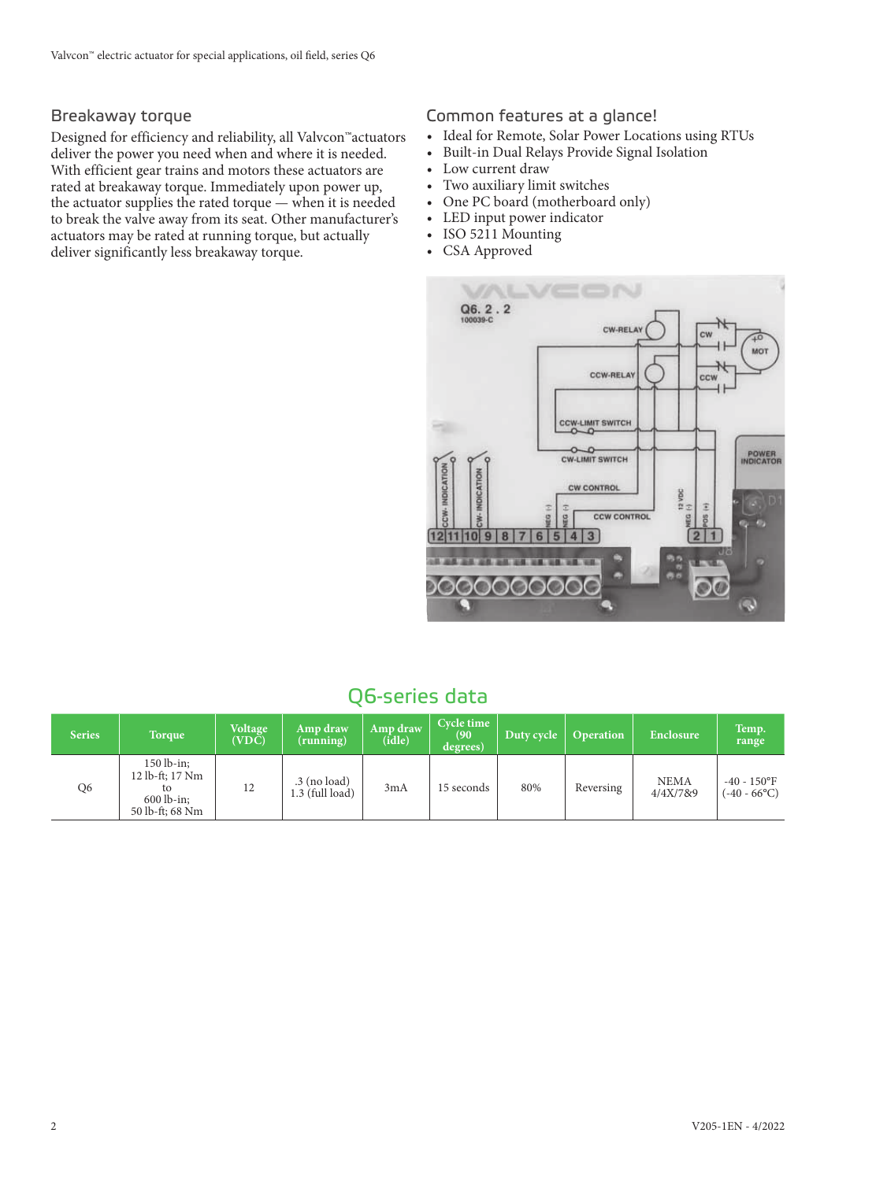## Breakaway torque

Designed for efficiency and reliability, all Valvcon™ actuators deliver the power you need when and where it is needed. With efficient gear trains and motors these actuators are rated at breakaway torque. Immediately upon power up, the actuator supplies the rated torque — when it is needed to break the valve away from its seat. Other manufacturer's actuators may be rated at running torque, but actually deliver significantly less breakaway torque.

## Common features at a glance!

- Ideal for Remote, Solar Power Locations using RTUs
- Built-in Dual Relays Provide Signal Isolation
- Low current draw
- Two auxiliary limit switches
- One PC board (motherboard only)
- LED input power indicator
- ISO 5211 Mounting
- CSA Approved

## Q6-series data

| Series | Torque | Voltage (VDC) | Amp draw (running) | Amp draw (idle) | Cycle time (90 degrees) | Duty cycle | Operation | Enclosure | Temp. range |
|---|---|---|---|---|---|---|---|---|---|
| Q6 | 150 lb-in; 12 lb-ft; 17 Nm to 600 lb-in; 50 lb-ft; 68 Nm | 12 | .3 (no load) 1.3 (full load) | 3mA | 15 seconds | 80% | Reversing | NEMA 4/4X/7&9 | -40 - 150°F (-40 - 66°C) |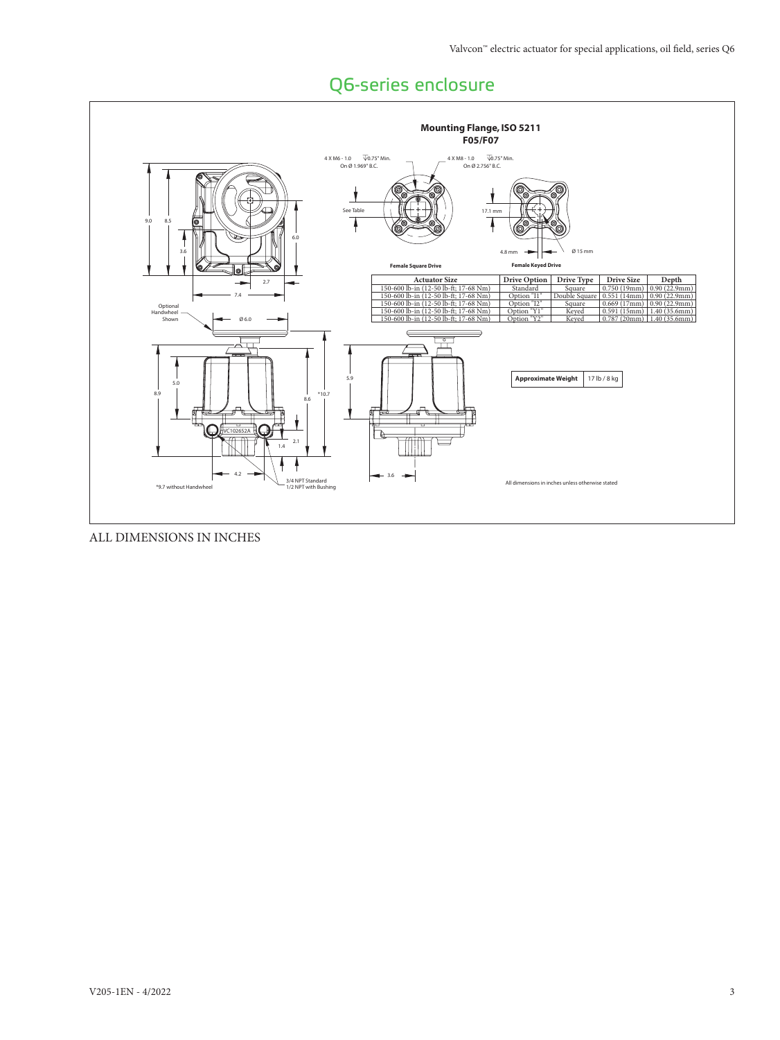# Q6-series enclosure

**Mounting Flange, ISO 5211**
**F05/F07**

4 X M6 - 1.0 ↧0.75" Min. On Ø 1.969" B.C.

4 X M8 - 1.0 ↧0.75" Min. On Ø 2.756" B.C.

See Table

17.1 mm

4.8 mm

Ø 15 mm

**Female Square Drive**

**Female Keyed Drive**

| Actuator Size | Drive Option | Drive Type | Drive Size | Depth |
|---|---|---|---|---|
| 150-600 lb-in (12-50 lb-ft; 17-68 Nm) | Standard | Square | 0.750 (19mm) | 0.90 (22.9mm) |
| 150-600 lb-in (12-50 lb-ft; 17-68 Nm) | Option "I1" | Double Square | 0.551 (14mm) | 0.90 (22.9mm) |
| 150-600 lb-in (12-50 lb-ft; 17-68 Nm) | Option "I2" | Square | 0.669 (17mm) | 0.90 (22.9mm) |
| 150-600 lb-in (12-50 lb-ft; 17-68 Nm) | Option "Y1" | Keyed | 0.591 (15mm) | 1.40 (35.6mm) |
| 150-600 lb-in (12-50 lb-ft; 17-68 Nm) | Option "Y2" | Keyed | 0.787 (20mm) | 1.40 (35.6mm) |

9.0, 8.5, 3.6, 6.0, 2.7, 7.4

Optional Handwheel Shown

Ø 6.0

5.0, 8.9, 8.6, *10.7, 2.1, 1.4, 4.2, 5.9, 3.6

VC102652A

3/4 NPT Standard
1/2 NPT with Bushing

*9.7 without Handwheel

| **Approximate Weight** | 17 lb / 8 kg |
|---|---|

All dimensions in inches unless otherwise stated

ALL DIMENSIONS IN INCHES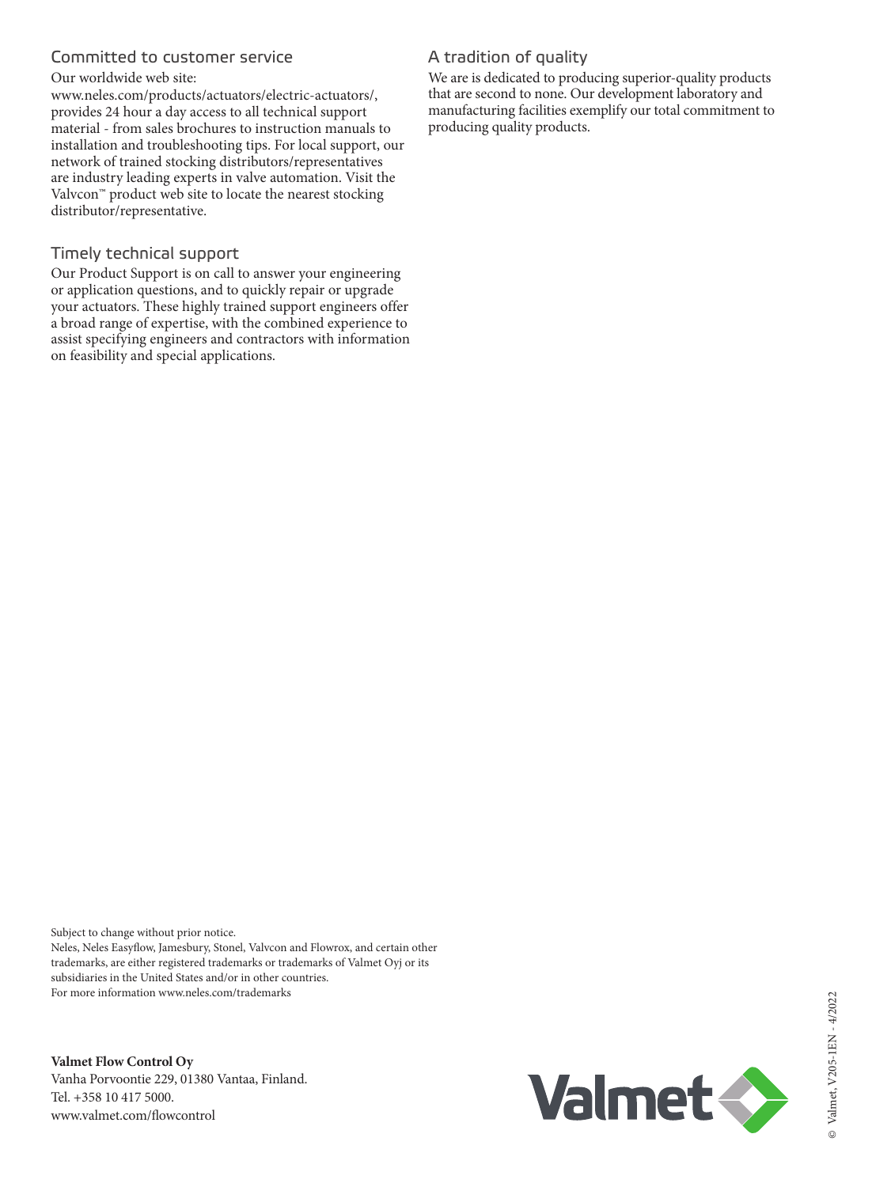## Committed to customer service

Our worldwide web site:
www.neles.com/products/actuators/electric-actuators/, provides 24 hour a day access to all technical support material - from sales brochures to instruction manuals to installation and troubleshooting tips. For local support, our network of trained stocking distributors/representatives are industry leading experts in valve automation. Visit the Valvcon™ product web site to locate the nearest stocking distributor/representative.

## Timely technical support

Our Product Support is on call to answer your engineering or application questions, and to quickly repair or upgrade your actuators. These highly trained support engineers offer a broad range of expertise, with the combined experience to assist specifying engineers and contractors with information on feasibility and special applications.

## A tradition of quality

We are is dedicated to producing superior-quality products that are second to none. Our development laboratory and manufacturing facilities exemplify our total commitment to producing quality products.

Subject to change without prior notice.
Neles, Neles Easyflow, Jamesbury, Stonel, Valvcon and Flowrox, and certain other trademarks, are either registered trademarks or trademarks of Valmet Oyj or its subsidiaries in the United States and/or in other countries.
For more information www.neles.com/trademarks

**Valmet Flow Control Oy**
Vanha Porvoontie 229, 01380 Vantaa, Finland.
Tel. +358 10 417 5000.
www.valmet.com/flowcontrol

Valmet

© Valmet, V205-1EN - 4/2022